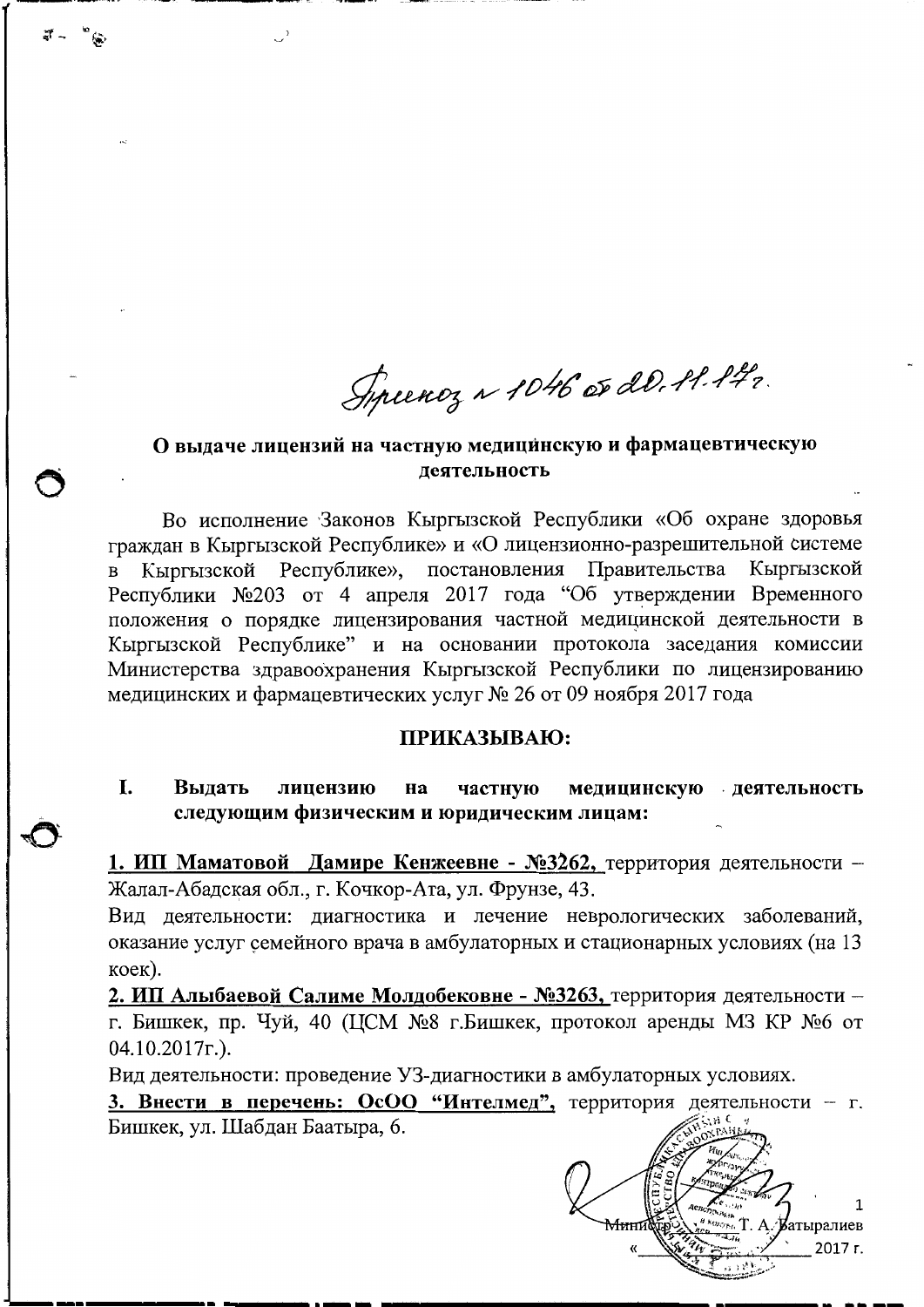Приказ № 1046 от 20.11.17г.

## О выдаче лицензий на частную медицинскую и фармацевтическую деятельность

Во исполнение Законов Кыргызской Республики «Об охране здоровья граждан в Кыргызской Республике» и «О лицензионно-разрешительной системе в Кыргызской Республике», постановления Правительства Кыргызской Республики №203 от 4 апреля 2017 года "Об утверждении Временного положения о порядке лицензирования частной медицинской деятельности в Кыргызской Республике" и на основании протокола заседания комиссии Министерства здравоохранения Кыргызской Республики по лицензированию медицинских и фармацевтических услуг № 26 от 09 ноября 2017 года

**ПРИКАЗЫВАЮ:**

**I. Выдать лицензию на частную медицинскую деятельность следующим физическим и юридическим лицам:**

**1. ИП Маматовой Дамире Кенжеевне - №3262,** территория деятельности – Жалал-Абадская обл., г. Кочкор-Ата, ул. Фрунзе, 43.

Вид деятельности: диагностика и лечение неврологических заболеваний, оказание услуг семейного врача в амбулаторных и стационарных условиях (на 13 коек).

**2. ИП Алыбаевой Салиме Молдобековне - №3263,** территория деятельности – г. Бишкек, пр. Чуй, 40 (ЦСМ №8 г.Бишкек, протокол аренды МЗ КР №6 от 04.10.2017г.).

Вид деятельности: проведение УЗ-диагностики в амбулаторных условиях.

**3. Внести в перечень: ОсОО "Интелмед",** территория деятельности – г. Бишкек, ул. Шабдан Баатыра, 6.

Министр Т. А. Батыралиев

«____» __________ 2017 г.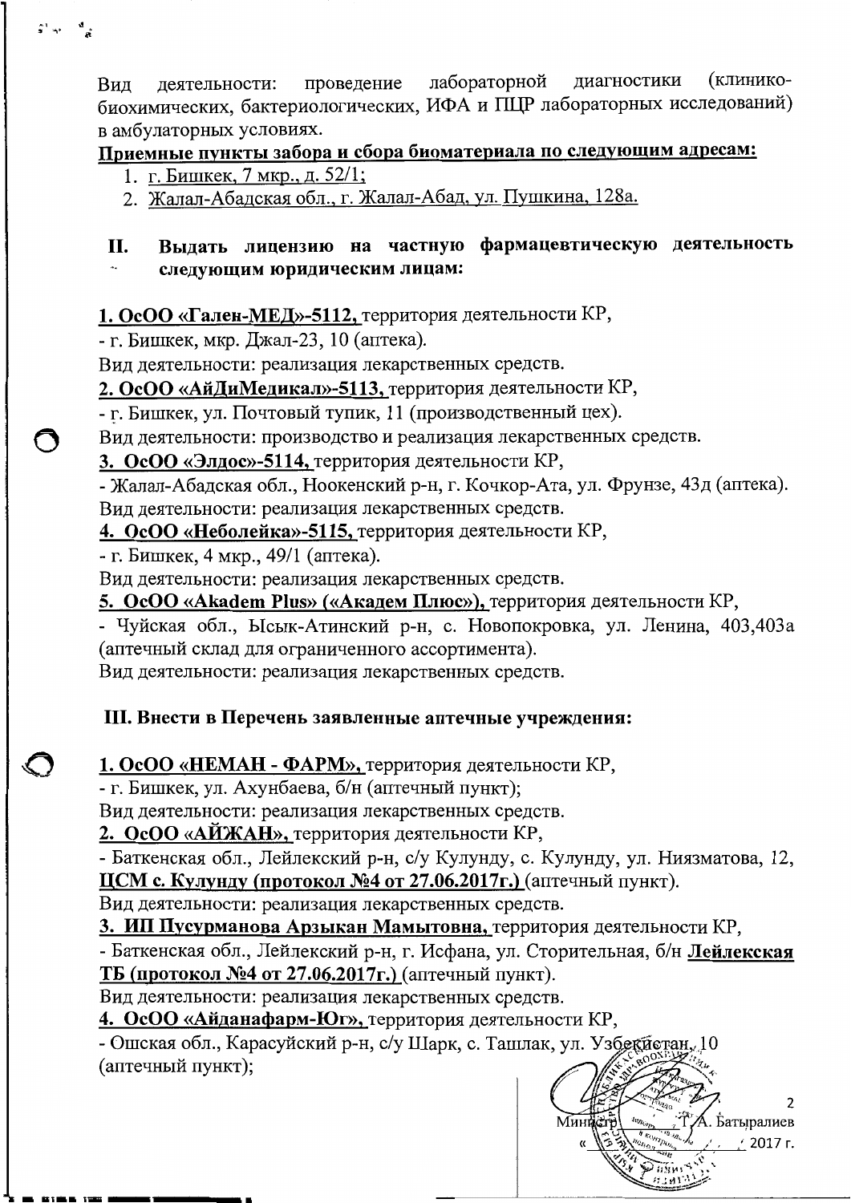Вид деятельности: проведение лабораторной диагностики (клинико-биохимических, бактериологических, ИФА и ПЦР лабораторных исследований) в амбулаторных условиях.

**Приемные пункты забора и сбора биоматериала по следующим адресам:**

1. г. Бишкек, 7 мкр., д. 52/1;
2. Жалал-Абадская обл., г. Жалал-Абад, ул. Пушкина, 128а.

## II. Выдать лицензию на частную фармацевтическую деятельность следующим юридическим лицам:

**1. ОсОО «Гален-МЕД»-5112,** территория деятельности КР,

- г. Бишкек, мкр. Джал-23, 10 (аптека).

Вид деятельности: реализация лекарственных средств.

**2. ОсОО «АйДиМедикал»-5113,** территория деятельности КР,

- г. Бишкек, ул. Почтовый тупик, 11 (производственный цех).

Вид деятельности: производство и реализация лекарственных средств.

**3. ОсОО «Элдос»-5114,** территория деятельности КР,

- Жалал-Абадская обл., Ноокенский р-н, г. Кочкор-Ата, ул. Фрунзе, 43д (аптека).

Вид деятельности: реализация лекарственных средств.

**4. ОсОО «Неболейка»-5115,** территория деятельности КР,

- г. Бишкек, 4 мкр., 49/1 (аптека).

Вид деятельности: реализация лекарственных средств.

**5. ОсОО «Akadem Plus» («Академ Плюс»),** территория деятельности КР,

- Чуйская обл., Ысык-Атинский р-н, с. Новопокровка, ул. Ленина, 403,403а (аптечный склад для ограниченного ассортимента).

Вид деятельности: реализация лекарственных средств.

## III. Внести в Перечень заявленные аптечные учреждения:

**1. ОсОО «НЕМАН - ФАРМ»,** территория деятельности КР,

- г. Бишкек, ул. Ахунбаева, б/н (аптечный пункт);

Вид деятельности: реализация лекарственных средств.

**2. ОсОО «АЙЖАН»,** территория деятельности КР,

- Баткенская обл., Лейлекский р-н, с/у Кулунду, с. Кулунду, ул. Ниязматова, 12, **ЦСМ с. Кулунду (протокол №4 от 27.06.2017г.)** (аптечный пункт).

Вид деятельности: реализация лекарственных средств.

**3. ИП Пусурманова Арзыкан Мамытовна,** территория деятельности КР,

- Баткенская обл., Лейлекский р-н, г. Исфана, ул. Сторительная, б/н **Лейлекская ТБ (протокол №4 от 27.06.2017г.)** (аптечный пункт).

Вид деятельности: реализация лекарственных средств.

**4. ОсОО «Айданафарм-Юг»,** территория деятельности КР,

- Ошская обл., Карасуйский р-н, с/у Шарк, с. Ташлак, ул. Узбекистан, 10 (аптечный пункт);

Министр Т.А. Батыралиев

« ___ » ______ 2017 г.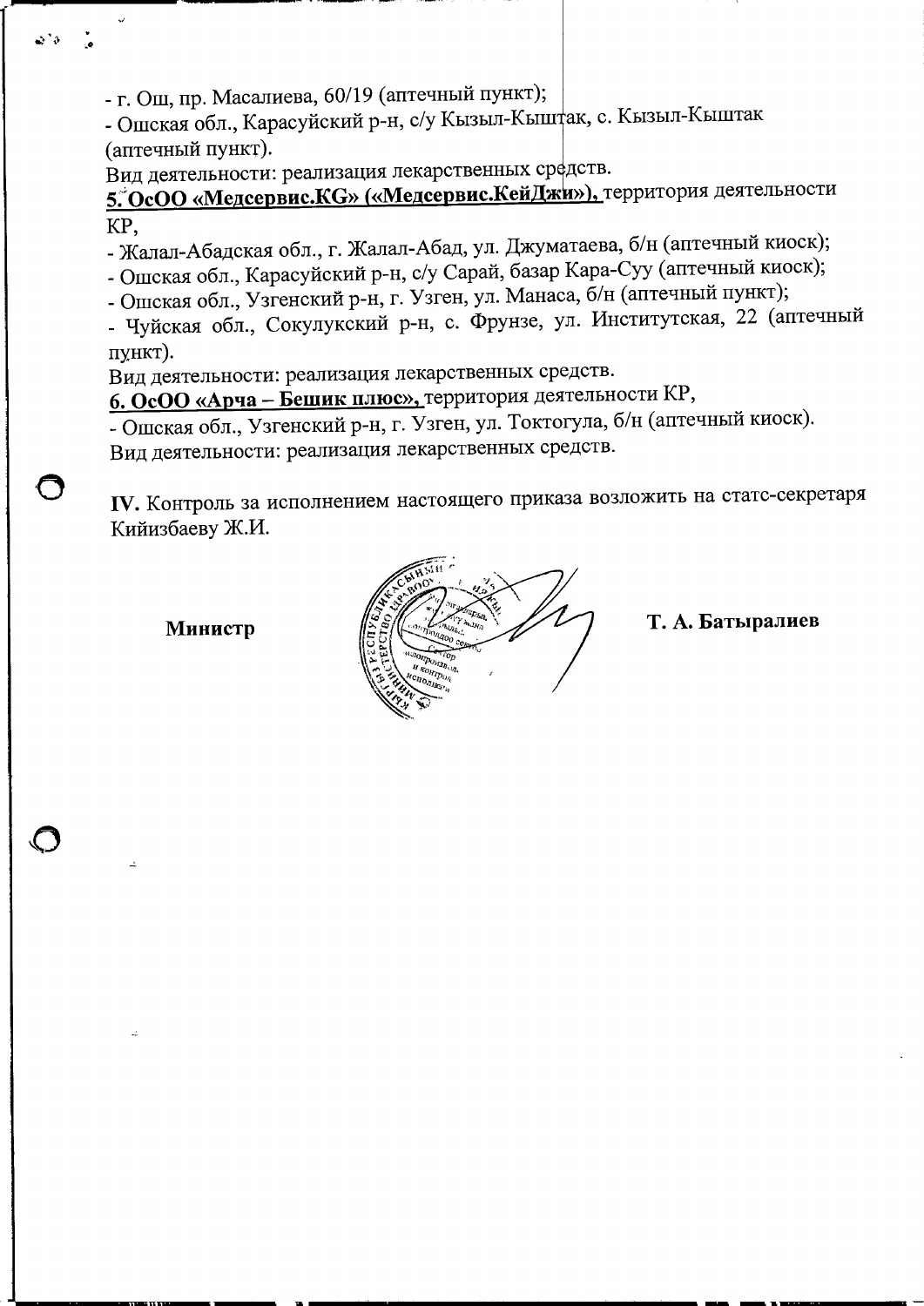- г. Ош, пр. Масалиева, 60/19 (аптечный пункт);
- Ошская обл., Карасуйский р-н, с/у Кызыл-Кыштак, с. Кызыл-Кыштак (аптечный пункт).

Вид деятельности: реализация лекарственных средств.

**5. ОсОО «Медсервис.KG» («Медсервис.КейДжи»),** территория деятельности КР,

- Жалал-Абадская обл., г. Жалал-Абад, ул. Джуматаева, б/н (аптечный киоск);
- Ошская обл., Карасуйский р-н, с/у Сарай, базар Кара-Суу (аптечный киоск);
- Ошская обл., Узгенский р-н, г. Узген, ул. Манаса, б/н (аптечный пункт);
- Чуйская обл., Сокулукский р-н, с. Фрунзе, ул. Институтская, 22 (аптечный пункт).

Вид деятельности: реализация лекарственных средств.

**6. ОсОО «Арча – Бешик плюс»,** территория деятельности КР,

- Ошская обл., Узгенский р-н, г. Узген, ул. Токтогула, б/н (аптечный киоск).

Вид деятельности: реализация лекарственных средств.

**IV.** Контроль за исполнением настоящего приказа возложить на статс-секретаря Кийизбаеву Ж.И.

**Министр** **Т. А. Батыралиев**